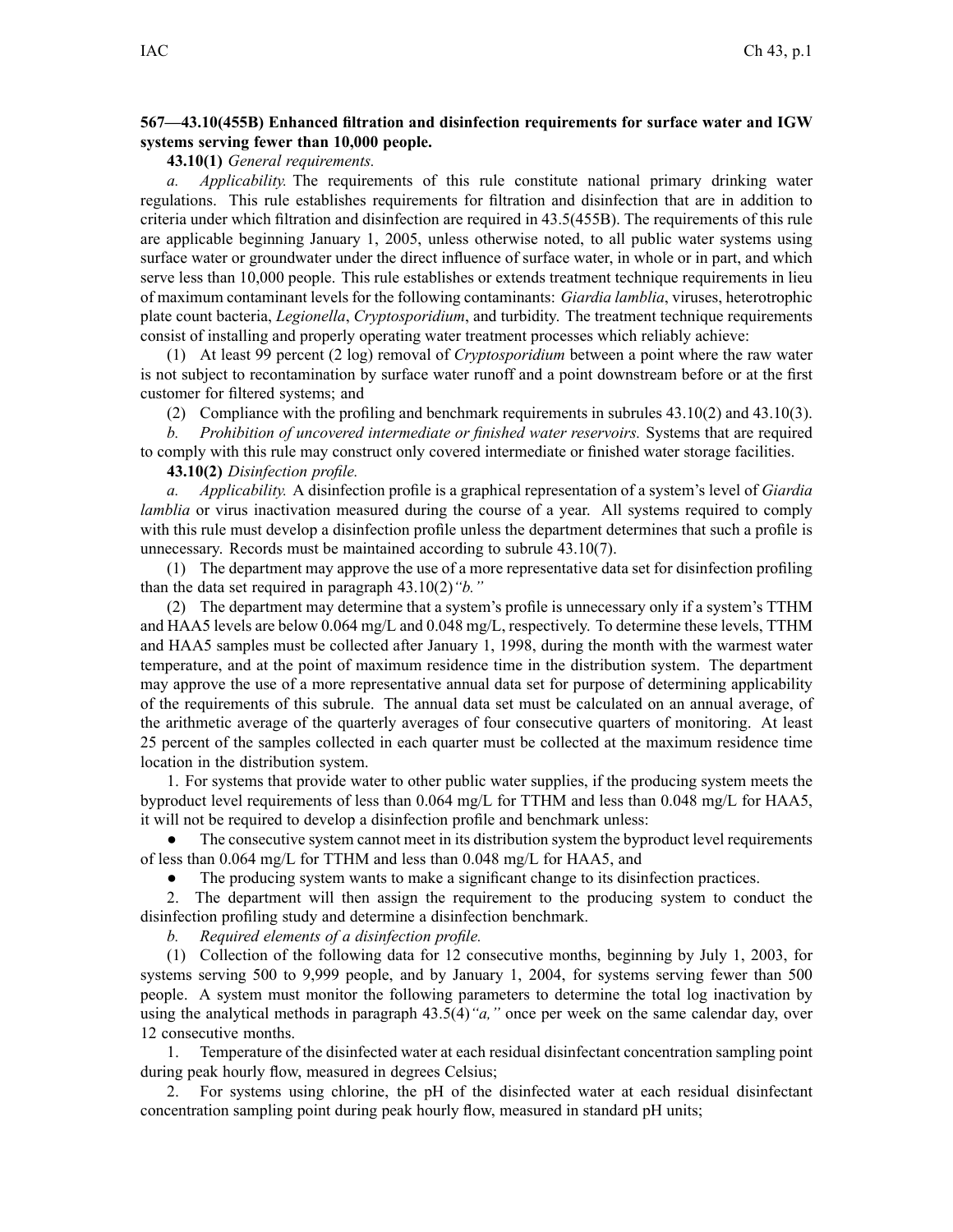**567—43.10(455B) Enhanced filtration and disinfection requirements for surface water and IGW systems serving fewer than 10,000 people.**

**43.10(1)** *General requirements.*

*a. Applicability.* The requirements of this rule constitute national primary drinking water regulations. This rule establishes requirements for filtration and disinfection that are in addition to criteria under which filtration and disinfection are required in 43.5(455B). The requirements of this rule are applicable beginning January 1, 2005, unless otherwise noted, to all public water systems using surface water or groundwater under the direct influence of surface water, in whole or in part, and which serve less than 10,000 people. This rule establishes or extends treatment technique requirements in lieu of maximum contaminant levels for the following contaminants: *Giardia lamblia*, viruses, heterotrophic plate count bacteria, *Legionella*, *Cryptosporidium*, and turbidity. The treatment technique requirements consist of installing and properly operating water treatment processes which reliably achieve:

(1) At least 99 percent (2 log) removal of *Cryptosporidium* between a point where the raw water is not subject to recontamination by surface water runoff and a point downstream before or at the first customer for filtered systems; and

(2) Compliance with the profiling and benchmark requirements in subrules 43.10(2) and 43.10(3).

*b. Prohibition of uncovered intermediate or finished water reservoirs.* Systems that are required to comply with this rule may construct only covered intermediate or finished water storage facilities.

**43.10(2)** *Disinfection profile.*

*a. Applicability.* A disinfection profile is a graphical representation of a system's level of *Giardia lamblia* or virus inactivation measured during the course of a year. All systems required to comply with this rule must develop a disinfection profile unless the department determines that such a profile is unnecessary. Records must be maintained according to subrule 43.10(7).

(1) The department may approve the use of a more representative data set for disinfection profiling than the data set required in paragraph 43.10(2)*"b."*

(2) The department may determine that a system's profile is unnecessary only if a system's TTHM and HAA5 levels are below 0.064 mg/L and 0.048 mg/L, respectively. To determine these levels, TTHM and HAA5 samples must be collected after January 1, 1998, during the month with the warmest water temperature, and at the point of maximum residence time in the distribution system. The department may approve the use of a more representative annual data set for purpose of determining applicability of the requirements of this subrule. The annual data set must be calculated on an annual average, of the arithmetic average of the quarterly averages of four consecutive quarters of monitoring. At least 25 percent of the samples collected in each quarter must be collected at the maximum residence time location in the distribution system.

1. For systems that provide water to other public water supplies, if the producing system meets the byproduct level requirements of less than 0.064 mg/L for TTHM and less than 0.048 mg/L for HAA5, it will not be required to develop a disinfection profile and benchmark unless:

- The consecutive system cannot meet in its distribution system the byproduct level requirements of less than 0.064 mg/L for TTHM and less than 0.048 mg/L for HAA5, and
- The producing system wants to make a significant change to its disinfection practices.

2. The department will then assign the requirement to the producing system to conduct the disinfection profiling study and determine a disinfection benchmark.

*b. Required elements of a disinfection profile.*

(1) Collection of the following data for 12 consecutive months, beginning by July 1, 2003, for systems serving 500 to 9,999 people, and by January 1, 2004, for systems serving fewer than 500 people. A system must monitor the following parameters to determine the total log inactivation by using the analytical methods in paragraph 43.5(4)*"a,"* once per week on the same calendar day, over 12 consecutive months.

1. Temperature of the disinfected water at each residual disinfectant concentration sampling point during peak hourly flow, measured in degrees Celsius;

2. For systems using chlorine, the pH of the disinfected water at each residual disinfectant concentration sampling point during peak hourly flow, measured in standard pH units;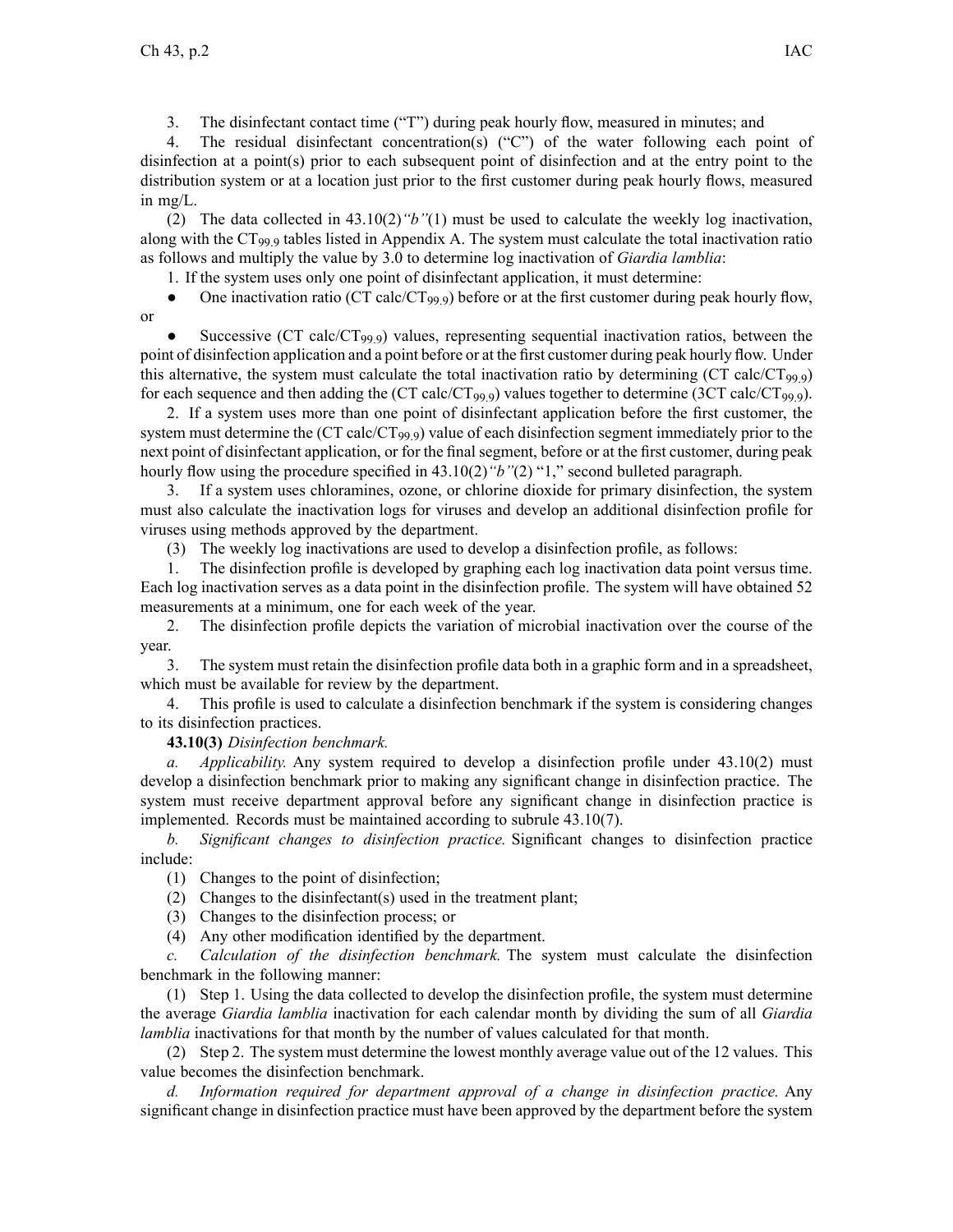3. The disinfectant contact time ("T") during peak hourly flow, measured in minutes; and

4. The residual disinfectant concentration(s) ("C") of the water following each point of disinfection at a point(s) prior to each subsequent point of disinfection and at the entry point to the distribution system or at a location just prior to the first customer during peak hourly flows, measured in mg/L.

(2) The data collected in 43.10(2)*"b"*(1) must be used to calculate the weekly log inactivation, along with the $CT_{99.9}$ tables listed in Appendix A. The system must calculate the total inactivation ratio as follows and multiply the value by 3.0 to determine log inactivation of *Giardia lamblia*:

1. If the system uses only one point of disinfectant application, it must determine:

- One inactivation ratio (CT calc/$CT_{99.9}$) before or at the first customer during peak hourly flow, or
- Successive (CT calc/$CT_{99.9}$) values, representing sequential inactivation ratios, between the point of disinfection application and a point before or at the first customer during peak hourly flow. Under this alternative, the system must calculate the total inactivation ratio by determining (CT calc/$CT_{99.9}$) for each sequence and then adding the (CT calc/$CT_{99.9}$) values together to determine (3CT calc/$CT_{99.9}$).

2. If a system uses more than one point of disinfectant application before the first customer, the system must determine the (CT calc/$CT_{99.9}$) value of each disinfection segment immediately prior to the next point of disinfectant application, or for the final segment, before or at the first customer, during peak hourly flow using the procedure specified in 43.10(2)*"b"*(2) "1," second bulleted paragraph.

3. If a system uses chloramines, ozone, or chlorine dioxide for primary disinfection, the system must also calculate the inactivation logs for viruses and develop an additional disinfection profile for viruses using methods approved by the department.

(3) The weekly log inactivations are used to develop a disinfection profile, as follows:

1. The disinfection profile is developed by graphing each log inactivation data point versus time. Each log inactivation serves as a data point in the disinfection profile. The system will have obtained 52 measurements at a minimum, one for each week of the year.

2. The disinfection profile depicts the variation of microbial inactivation over the course of the year.

3. The system must retain the disinfection profile data both in a graphic form and in a spreadsheet, which must be available for review by the department.

4. This profile is used to calculate a disinfection benchmark if the system is considering changes to its disinfection practices.

**43.10(3)** *Disinfection benchmark.*

*a. Applicability.* Any system required to develop a disinfection profile under 43.10(2) must develop a disinfection benchmark prior to making any significant change in disinfection practice. The system must receive department approval before any significant change in disinfection practice is implemented. Records must be maintained according to subrule 43.10(7).

*b. Significant changes to disinfection practice.* Significant changes to disinfection practice include:

(1) Changes to the point of disinfection;

(2) Changes to the disinfectant(s) used in the treatment plant;

(3) Changes to the disinfection process; or

(4) Any other modification identified by the department.

*c. Calculation of the disinfection benchmark.* The system must calculate the disinfection benchmark in the following manner:

(1) Step 1. Using the data collected to develop the disinfection profile, the system must determine the average *Giardia lamblia* inactivation for each calendar month by dividing the sum of all *Giardia lamblia* inactivations for that month by the number of values calculated for that month.

(2) Step 2. The system must determine the lowest monthly average value out of the 12 values. This value becomes the disinfection benchmark.

*d. Information required for department approval of a change in disinfection practice.* Any significant change in disinfection practice must have been approved by the department before the system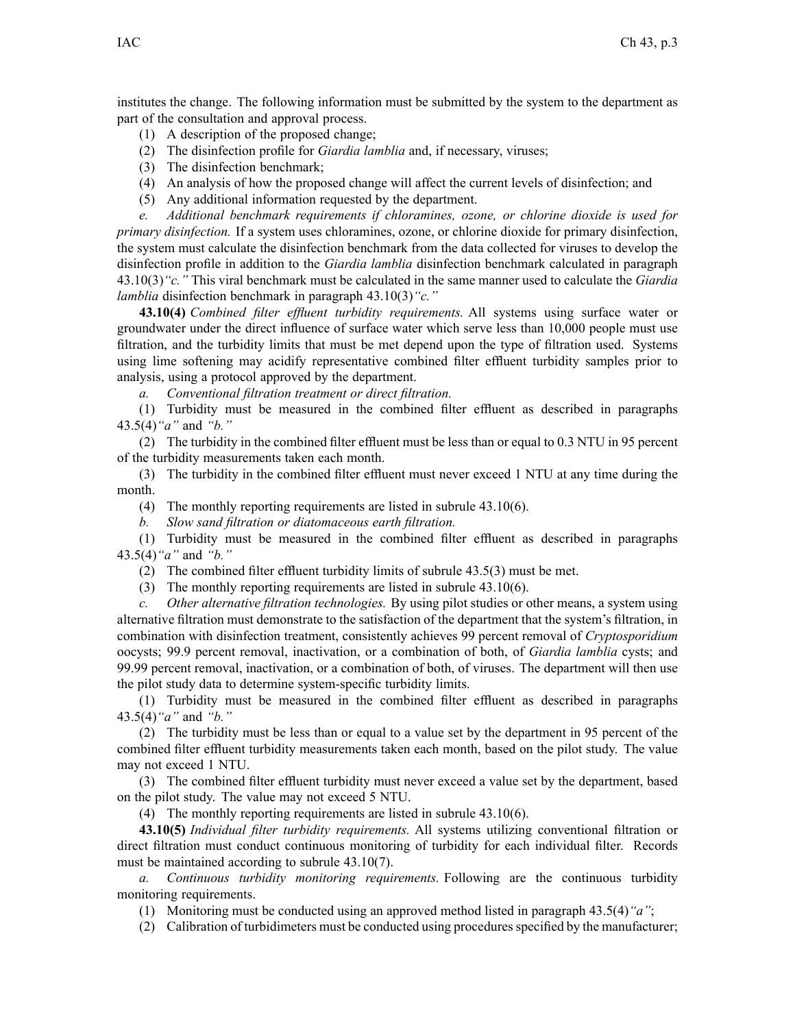institutes the change. The following information must be submitted by the system to the department as part of the consultation and approval process.

(1) A description of the proposed change;

(2) The disinfection profile for *Giardia lamblia* and, if necessary, viruses;

(3) The disinfection benchmark;

(4) An analysis of how the proposed change will affect the current levels of disinfection; and

(5) Any additional information requested by the department.

*e. Additional benchmark requirements if chloramines, ozone, or chlorine dioxide is used for primary disinfection.* If a system uses chloramines, ozone, or chlorine dioxide for primary disinfection, the system must calculate the disinfection benchmark from the data collected for viruses to develop the disinfection profile in addition to the *Giardia lamblia* disinfection benchmark calculated in paragraph 43.10(3)*"c."* This viral benchmark must be calculated in the same manner used to calculate the *Giardia lamblia* disinfection benchmark in paragraph 43.10(3)*"c."*

**43.10(4)** *Combined filter effluent turbidity requirements.* All systems using surface water or groundwater under the direct influence of surface water which serve less than 10,000 people must use filtration, and the turbidity limits that must be met depend upon the type of filtration used. Systems using lime softening may acidify representative combined filter effluent turbidity samples prior to analysis, using a protocol approved by the department.

*a. Conventional filtration treatment or direct filtration.*

(1) Turbidity must be measured in the combined filter effluent as described in paragraphs 43.5(4)*"a"* and *"b."*

(2) The turbidity in the combined filter effluent must be less than or equal to 0.3 NTU in 95 percent of the turbidity measurements taken each month.

(3) The turbidity in the combined filter effluent must never exceed 1 NTU at any time during the month.

(4) The monthly reporting requirements are listed in subrule 43.10(6).

*b. Slow sand filtration or diatomaceous earth filtration.*

(1) Turbidity must be measured in the combined filter effluent as described in paragraphs 43.5(4)*"a"* and *"b."*

(2) The combined filter effluent turbidity limits of subrule 43.5(3) must be met.

(3) The monthly reporting requirements are listed in subrule 43.10(6).

*c. Other alternative filtration technologies.* By using pilot studies or other means, a system using alternative filtration must demonstrate to the satisfaction of the department that the system's filtration, in combination with disinfection treatment, consistently achieves 99 percent removal of *Cryptosporidium* oocysts; 99.9 percent removal, inactivation, or a combination of both, of *Giardia lamblia* cysts; and 99.99 percent removal, inactivation, or a combination of both, of viruses. The department will then use the pilot study data to determine system-specific turbidity limits.

(1) Turbidity must be measured in the combined filter effluent as described in paragraphs 43.5(4)*"a"* and *"b."*

(2) The turbidity must be less than or equal to a value set by the department in 95 percent of the combined filter effluent turbidity measurements taken each month, based on the pilot study. The value may not exceed 1 NTU.

(3) The combined filter effluent turbidity must never exceed a value set by the department, based on the pilot study. The value may not exceed 5 NTU.

(4) The monthly reporting requirements are listed in subrule 43.10(6).

**43.10(5)** *Individual filter turbidity requirements.* All systems utilizing conventional filtration or direct filtration must conduct continuous monitoring of turbidity for each individual filter. Records must be maintained according to subrule 43.10(7).

*a. Continuous turbidity monitoring requirements.* Following are the continuous turbidity monitoring requirements.

(1) Monitoring must be conducted using an approved method listed in paragraph 43.5(4)*"a"*;

(2) Calibration of turbidimeters must be conducted using procedures specified by the manufacturer;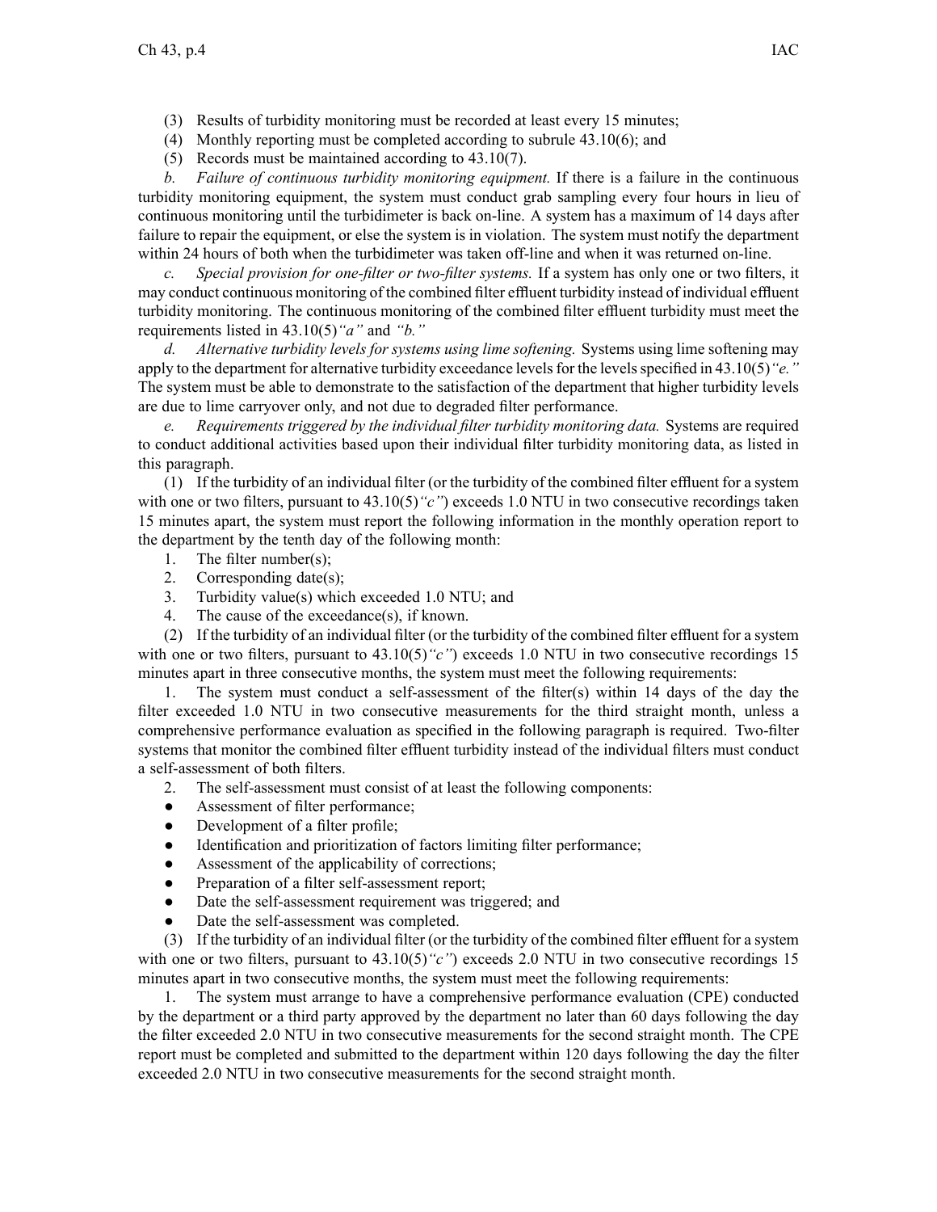(3) Results of turbidity monitoring must be recorded at least every 15 minutes;

(4) Monthly reporting must be completed according to subrule 43.10(6); and

(5) Records must be maintained according to 43.10(7).

*b. Failure of continuous turbidity monitoring equipment.* If there is a failure in the continuous turbidity monitoring equipment, the system must conduct grab sampling every four hours in lieu of continuous monitoring until the turbidimeter is back on-line. A system has a maximum of 14 days after failure to repair the equipment, or else the system is in violation. The system must notify the department within 24 hours of both when the turbidimeter was taken off-line and when it was returned on-line.

*c. Special provision for one-filter or two-filter systems.* If a system has only one or two filters, it may conduct continuous monitoring of the combined filter effluent turbidity instead of individual effluent turbidity monitoring. The continuous monitoring of the combined filter effluent turbidity must meet the requirements listed in 43.10(5)*"a"* and *"b."*

*d. Alternative turbidity levels for systems using lime softening.* Systems using lime softening may apply to the department for alternative turbidity exceedance levels for the levels specified in 43.10(5)*"e."* The system must be able to demonstrate to the satisfaction of the department that higher turbidity levels are due to lime carryover only, and not due to degraded filter performance.

*e. Requirements triggered by the individual filter turbidity monitoring data.* Systems are required to conduct additional activities based upon their individual filter turbidity monitoring data, as listed in this paragraph.

(1) If the turbidity of an individual filter (or the turbidity of the combined filter effluent for a system with one or two filters, pursuant to 43.10(5)*"c"*) exceeds 1.0 NTU in two consecutive recordings taken 15 minutes apart, the system must report the following information in the monthly operation report to the department by the tenth day of the following month:

1. The filter number(s);
2. Corresponding date(s);
3. Turbidity value(s) which exceeded 1.0 NTU; and
4. The cause of the exceedance(s), if known.

(2) If the turbidity of an individual filter (or the turbidity of the combined filter effluent for a system with one or two filters, pursuant to 43.10(5)*"c"*) exceeds 1.0 NTU in two consecutive recordings 15 minutes apart in three consecutive months, the system must meet the following requirements:

1. The system must conduct a self-assessment of the filter(s) within 14 days of the day the filter exceeded 1.0 NTU in two consecutive measurements for the third straight month, unless a comprehensive performance evaluation as specified in the following paragraph is required. Two-filter systems that monitor the combined filter effluent turbidity instead of the individual filters must conduct a self-assessment of both filters.

2. The self-assessment must consist of at least the following components:

- Assessment of filter performance;
- Development of a filter profile;
- Identification and prioritization of factors limiting filter performance;
- Assessment of the applicability of corrections;
- Preparation of a filter self-assessment report;
- Date the self-assessment requirement was triggered; and
- Date the self-assessment was completed.

(3) If the turbidity of an individual filter (or the turbidity of the combined filter effluent for a system with one or two filters, pursuant to 43.10(5)*"c"*) exceeds 2.0 NTU in two consecutive recordings 15 minutes apart in two consecutive months, the system must meet the following requirements:

1. The system must arrange to have a comprehensive performance evaluation (CPE) conducted by the department or a third party approved by the department no later than 60 days following the day the filter exceeded 2.0 NTU in two consecutive measurements for the second straight month. The CPE report must be completed and submitted to the department within 120 days following the day the filter exceeded 2.0 NTU in two consecutive measurements for the second straight month.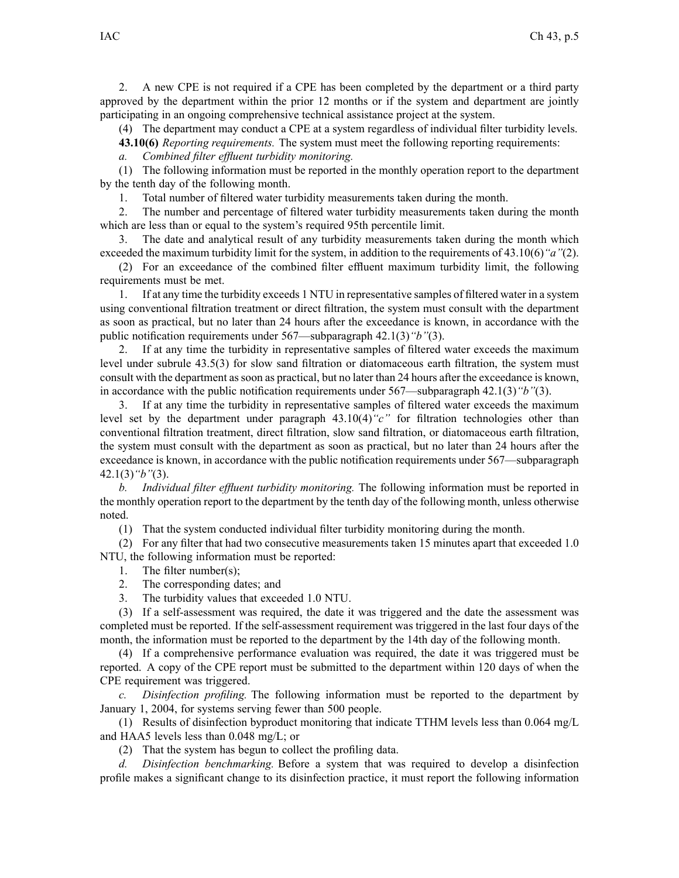2. A new CPE is not required if a CPE has been completed by the department or a third party approved by the department within the prior 12 months or if the system and department are jointly participating in an ongoing comprehensive technical assistance project at the system.

(4) The department may conduct a CPE at a system regardless of individual filter turbidity levels.

**43.10(6)** *Reporting requirements.* The system must meet the following reporting requirements:

*a. Combined filter effluent turbidity monitoring.*

(1) The following information must be reported in the monthly operation report to the department by the tenth day of the following month.

1. Total number of filtered water turbidity measurements taken during the month.

2. The number and percentage of filtered water turbidity measurements taken during the month which are less than or equal to the system's required 95th percentile limit.

3. The date and analytical result of any turbidity measurements taken during the month which exceeded the maximum turbidity limit for the system, in addition to the requirements of 43.10(6)*"a"*(2).

(2) For an exceedance of the combined filter effluent maximum turbidity limit, the following requirements must be met.

1. If at any time the turbidity exceeds 1 NTU in representative samples of filtered water in a system using conventional filtration treatment or direct filtration, the system must consult with the department as soon as practical, but no later than 24 hours after the exceedance is known, in accordance with the public notification requirements under 567—subparagraph 42.1(3)*"b"*(3).

2. If at any time the turbidity in representative samples of filtered water exceeds the maximum level under subrule 43.5(3) for slow sand filtration or diatomaceous earth filtration, the system must consult with the department as soon as practical, but no later than 24 hours after the exceedance is known, in accordance with the public notification requirements under 567—subparagraph 42.1(3)*"b"*(3).

3. If at any time the turbidity in representative samples of filtered water exceeds the maximum level set by the department under paragraph 43.10(4)*"c"* for filtration technologies other than conventional filtration treatment, direct filtration, slow sand filtration, or diatomaceous earth filtration, the system must consult with the department as soon as practical, but no later than 24 hours after the exceedance is known, in accordance with the public notification requirements under 567—subparagraph 42.1(3)*"b"*(3).

*b. Individual filter effluent turbidity monitoring.* The following information must be reported in the monthly operation report to the department by the tenth day of the following month, unless otherwise noted.

(1) That the system conducted individual filter turbidity monitoring during the month.

(2) For any filter that had two consecutive measurements taken 15 minutes apart that exceeded 1.0 NTU, the following information must be reported:

1. The filter number(s);

2. The corresponding dates; and

3. The turbidity values that exceeded 1.0 NTU.

(3) If a self-assessment was required, the date it was triggered and the date the assessment was completed must be reported. If the self-assessment requirement was triggered in the last four days of the month, the information must be reported to the department by the 14th day of the following month.

(4) If a comprehensive performance evaluation was required, the date it was triggered must be reported. A copy of the CPE report must be submitted to the department within 120 days of when the CPE requirement was triggered.

*c. Disinfection profiling.* The following information must be reported to the department by January 1, 2004, for systems serving fewer than 500 people.

(1) Results of disinfection byproduct monitoring that indicate TTHM levels less than 0.064 mg/L and HAA5 levels less than 0.048 mg/L; or

(2) That the system has begun to collect the profiling data.

*d. Disinfection benchmarking.* Before a system that was required to develop a disinfection profile makes a significant change to its disinfection practice, it must report the following information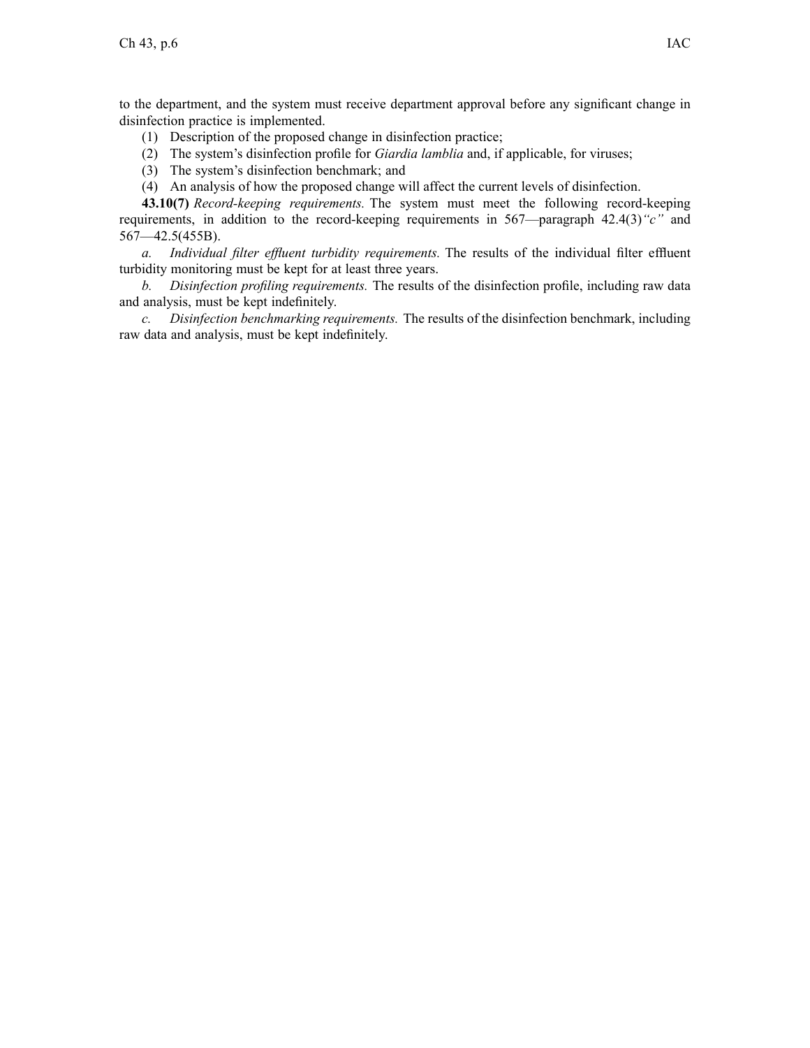to the department, and the system must receive department approval before any significant change in disinfection practice is implemented.

(1) Description of the proposed change in disinfection practice;

(2) The system's disinfection profile for *Giardia lamblia* and, if applicable, for viruses;

(3) The system's disinfection benchmark; and

(4) An analysis of how the proposed change will affect the current levels of disinfection.

**43.10(7)** *Record-keeping requirements.* The system must meet the following record-keeping requirements, in addition to the record-keeping requirements in 567—paragraph 42.4(3)*"c"* and 567—42.5(455B).

*a. Individual filter effluent turbidity requirements.* The results of the individual filter effluent turbidity monitoring must be kept for at least three years.

*b. Disinfection profiling requirements.* The results of the disinfection profile, including raw data and analysis, must be kept indefinitely.

*c. Disinfection benchmarking requirements.* The results of the disinfection benchmark, including raw data and analysis, must be kept indefinitely.